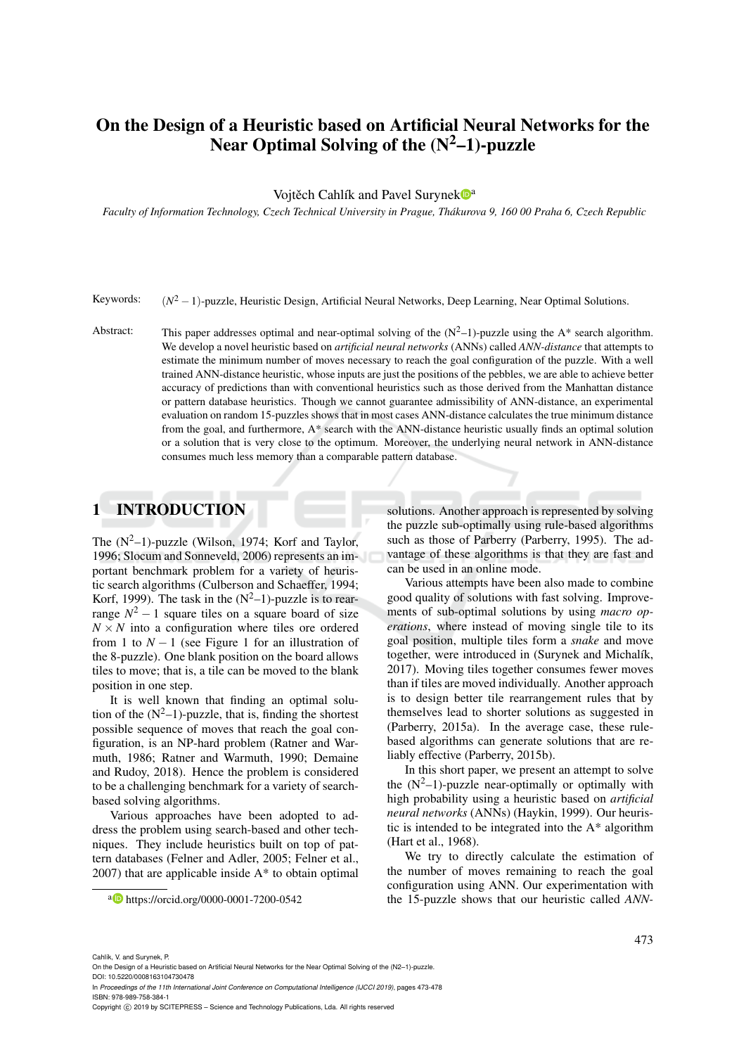# On the Design of a Heuristic based on Artificial Neural Networks for the Near Optimal Solving of the ($N^2$–1)-puzzle

Vojtěch Cahlík and Pavel Surynek[a]

*Faculty of Information Technology, Czech Technical University in Prague, Thákurova 9, 160 00 Praha 6, Czech Republic*

Keywords: $(N^2-1)$-puzzle, Heuristic Design, Artificial Neural Networks, Deep Learning, Near Optimal Solutions.

Abstract: This paper addresses optimal and near-optimal solving of the ($N^2$–1)-puzzle using the A* search algorithm. We develop a novel heuristic based on *artificial neural networks* (ANNs) called *ANN-distance* that attempts to estimate the minimum number of moves necessary to reach the goal configuration of the puzzle. With a well trained ANN-distance heuristic, whose inputs are just the positions of the pebbles, we are able to achieve better accuracy of predictions than with conventional heuristics such as those derived from the Manhattan distance or pattern database heuristics. Though we cannot guarantee admissibility of ANN-distance, an experimental evaluation on random 15-puzzles shows that in most cases ANN-distance calculates the true minimum distance from the goal, and furthermore, A* search with the ANN-distance heuristic usually finds an optimal solution or a solution that is very close to the optimum. Moreover, the underlying neural network in ANN-distance consumes much less memory than a comparable pattern database.

## 1 INTRODUCTION

The ($N^2$–1)-puzzle (Wilson, 1974; Korf and Taylor, 1996; Slocum and Sonneveld, 2006) represents an important benchmark problem for a variety of heuristic search algorithms (Culberson and Schaeffer, 1994; Korf, 1999). The task in the ($N^2$–1)-puzzle is to rearrange $N^2-1$ square tiles on a square board of size $N \times N$ into a configuration where tiles are ordered from 1 to $N-1$ (see Figure 1 for an illustration of the 8-puzzle). One blank position on the board allows tiles to move; that is, a tile can be moved to the blank position in one step.

It is well known that finding an optimal solution of the ($N^2$–1)-puzzle, that is, finding the shortest possible sequence of moves that reach the goal configuration, is an NP-hard problem (Ratner and Warmuth, 1986; Ratner and Warmuth, 1990; Demaine and Rudoy, 2018). Hence the problem is considered to be a challenging benchmark for a variety of search-based solving algorithms.

Various approaches have been adopted to address the problem using search-based and other techniques. They include heuristics built on top of pattern databases (Felner and Adler, 2005; Felner et al., 2007) that are applicable inside A* to obtain optimal solutions. Another approach is represented by solving the puzzle sub-optimally using rule-based algorithms such as those of Parberry (Parberry, 1995). The advantage of these algorithms is that they are fast and can be used in an online mode.

Various attempts have been also made to combine good quality of solutions with fast solving. Improvements of sub-optimal solutions by using *macro operations*, where instead of moving single tile to its goal position, multiple tiles form a *snake* and move together, were introduced in (Surynek and Michalík, 2017). Moving tiles together consumes fewer moves than if tiles are moved individually. Another approach is to design better tile rearrangement rules that by themselves lead to shorter solutions as suggested in (Parberry, 2015a). In the average case, these rule-based algorithms can generate solutions that are reliably effective (Parberry, 2015b).

In this short paper, we present an attempt to solve the ($N^2$–1)-puzzle near-optimally or optimally with high probability using a heuristic based on *artificial neural networks* (ANNs) (Haykin, 1999). Our heuristic is intended to be integrated into the A* algorithm (Hart et al., 1968).

We try to directly calculate the estimation of the number of moves remaining to reach the goal configuration using ANN. Our experimentation with the 15-puzzle shows that our heuristic called *ANN-*

[a] https://orcid.org/0000-0001-7200-0542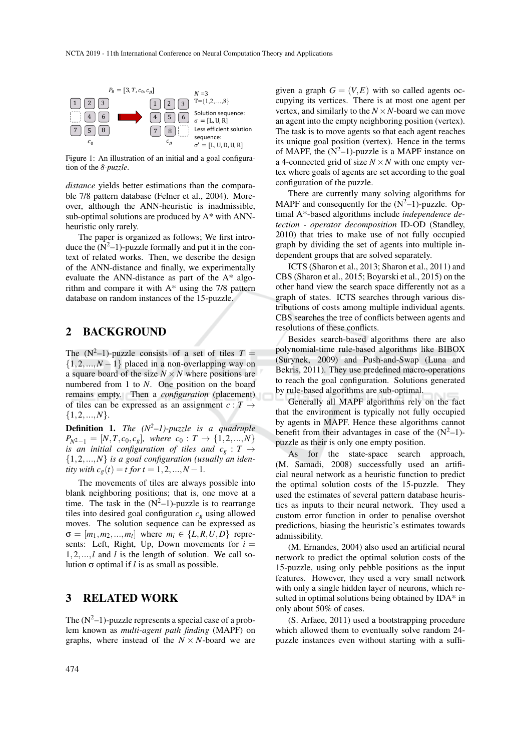Figure 1: An illustration of an initial and a goal configuration of the *8-puzzle*.

*distance* yields better estimations than the comparable 7/8 pattern database (Felner et al., 2004). Moreover, although the ANN-heuristic is inadmissible, sub-optimal solutions are produced by A* with ANN-heuristic only rarely.

The paper is organized as follows; We first introduce the ($N^2$–1)-puzzle formally and put it in the context of related works. Then, we describe the design of the ANN-distance and finally, we experimentally evaluate the ANN-distance as part of the A* algorithm and compare it with A* using the 7/8 pattern database on random instances of the 15-puzzle.

## 2 BACKGROUND

The ($N^2$–1)-puzzle consists of a set of tiles $T = \{1,2,...,N-1\}$ placed in a non-overlapping way on a square board of the size $N \times N$ where positions are numbered from 1 to $N$. One position on the board remains empty. Then a *configuration* (placement) of tiles can be expressed as an assignment $c : T \rightarrow \{1,2,...,N\}$.

**Definition 1.** *The ($N^2$–1)-puzzle is a quadruple $P_{N^2-1} = [N, T, c_0, c_g]$, where $c_0 : T \rightarrow \{1,2,...,N\}$ is an initial configuration of tiles and $c_g : T \rightarrow \{1,2,...,N\}$ is a goal configuration (usually an identity with $c_g(t) = t$ for $t = 1,2,...,N-1$.*

The movements of tiles are always possible into blank neighboring positions; that is, one move at a time. The task in the ($N^2$–1)-puzzle is to rearrange tiles into desired goal configuration $c_g$ using allowed moves. The solution sequence can be expressed as $\sigma = [m_1, m_2, ..., m_l]$ where $m_i \in \{L,R,U,D\}$ represents: Left, Right, Up, Down movements for $i = 1,2,...,l$ and $l$ is the length of solution. We call solution $\sigma$ optimal if $l$ is as small as possible.

## 3 RELATED WORK

The ($N^2$–1)-puzzle represents a special case of a problem known as *multi-agent path finding* (MAPF) on graphs, where instead of the $N \times N$-board we are given a graph $G = (V,E)$ with so called agents occupying its vertices. There is at most one agent per vertex, and similarly to the $N \times N$-board we can move an agent into the empty neighboring position (vertex). The task is to move agents so that each agent reaches its unique goal position (vertex). Hence in the terms of MAPF, the ($N^2$–1)-puzzle is a MAPF instance on a 4-connected grid of size $N \times N$ with one empty vertex where goals of agents are set according to the goal configuration of the puzzle.

There are currently many solving algorithms for MAPF and consequently for the ($N^2$–1)-puzzle. Optimal A*-based algorithms include *independence detection - operator decomposition* ID-OD (Standley, 2010) that tries to make use of not fully occupied graph by dividing the set of agents into multiple independent groups that are solved separately.

ICTS (Sharon et al., 2013; Sharon et al., 2011) and CBS (Sharon et al., 2015; Boyarski et al., 2015) on the other hand view the search space differently not as a graph of states. ICTS searches through various distributions of costs among multiple individual agents. CBS searches the tree of conflicts between agents and resolutions of these conflicts.

Besides search-based algorithms there are also polynomial-time rule-based algorithms like BIBOX (Surynek, 2009) and Push-and-Swap (Luna and Bekris, 2011). They use predefined macro-operations to reach the goal configuration. Solutions generated by rule-based algorithms are sub-optimal.

Generally all MAPF algorithms rely on the fact that the environment is typically not fully occupied by agents in MAPF. Hence these algorithms cannot benefit from their advantages in case of the ($N^2$–1)-puzzle as their is only one empty position.

As for the state-space search approach, (M. Samadi, 2008) successfully used an artificial neural network as a heuristic function to predict the optimal solution costs of the 15-puzzle. They used the estimates of several pattern database heuristics as inputs to their neural network. They used a custom error function in order to penalise overshot predictions, biasing the heuristic's estimates towards admissibility.

(M. Ernandes, 2004) also used an artificial neural network to predict the optimal solution costs of the 15-puzzle, using only pebble positions as the input features. However, they used a very small network with only a single hidden layer of neurons, which resulted in optimal solutions being obtained by IDA* in only about 50% of cases.

(S. Arfaee, 2011) used a bootstrapping procedure which allowed them to eventually solve random 24-puzzle instances even without starting with a suffi-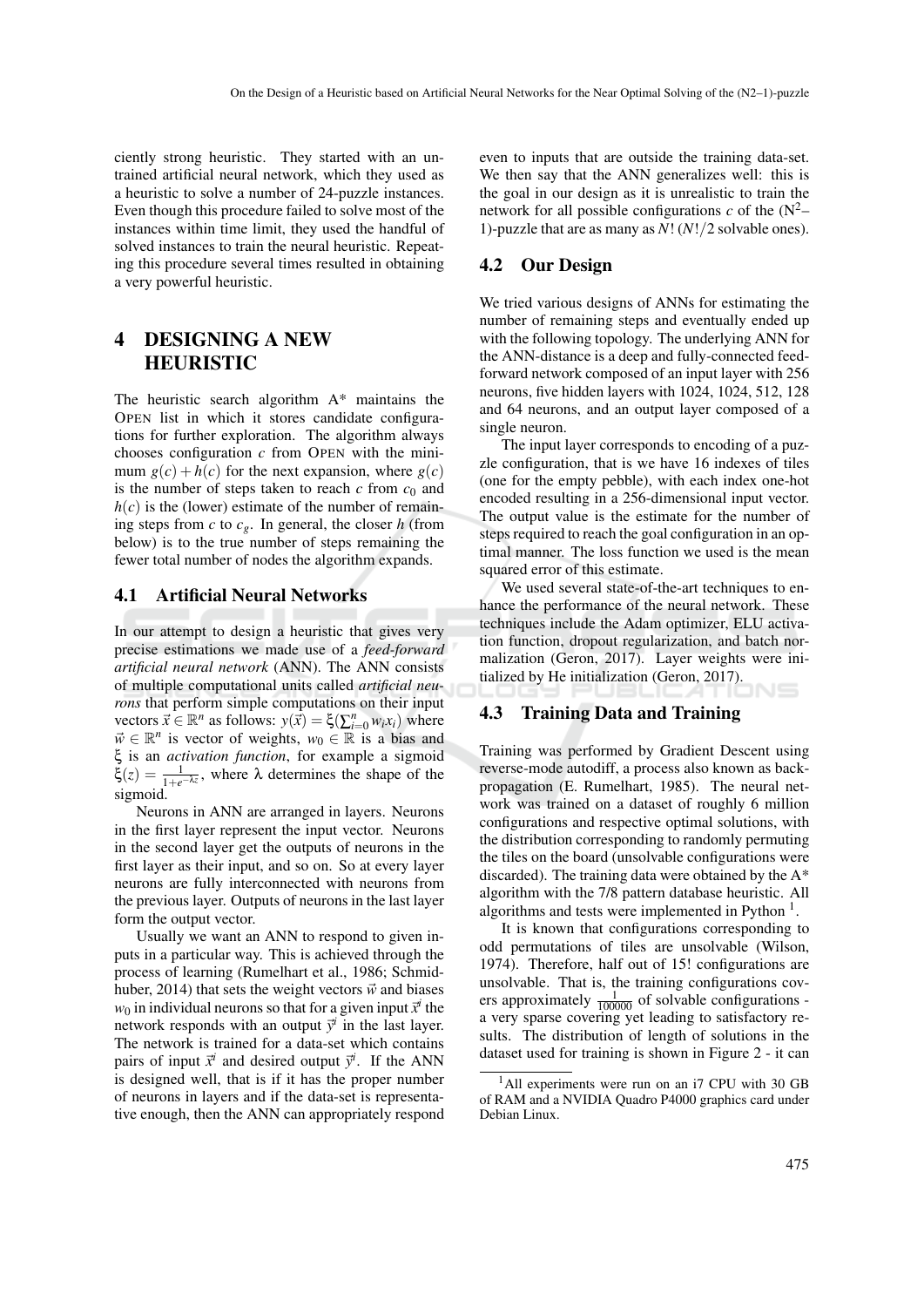ciently strong heuristic. They started with an untrained artificial neural network, which they used as a heuristic to solve a number of 24-puzzle instances. Even though this procedure failed to solve most of the instances within time limit, they used the handful of solved instances to train the neural heuristic. Repeating this procedure several times resulted in obtaining a very powerful heuristic.

# 4 DESIGNING A NEW HEURISTIC

The heuristic search algorithm A* maintains the OPEN list in which it stores candidate configurations for further exploration. The algorithm always chooses configuration $c$ from OPEN with the minimum $g(c)+h(c)$ for the next expansion, where $g(c)$ is the number of steps taken to reach $c$ from $c_0$ and $h(c)$ is the (lower) estimate of the number of remaining steps from $c$ to $c_g$. In general, the closer $h$ (from below) is to the true number of steps remaining the fewer total number of nodes the algorithm expands.

## 4.1 Artificial Neural Networks

In our attempt to design a heuristic that gives very precise estimations we made use of a *feed-forward artificial neural network* (ANN). The ANN consists of multiple computational units called *artificial neurons* that perform simple computations on their input vectors $\vec{x} \in \mathbb{R}^n$ as follows: $y(\vec{x}) = \xi(\sum_{i=0}^{n} w_i x_i)$ where $\vec{w} \in \mathbb{R}^n$ is vector of weights, $w_0 \in \mathbb{R}$ is a bias and $\xi$ is an *activation function*, for example a sigmoid $\xi(z) = \frac{1}{1+e^{-\lambda z}}$, where $\lambda$ determines the shape of the sigmoid.

Neurons in ANN are arranged in layers. Neurons in the first layer represent the input vector. Neurons in the second layer get the outputs of neurons in the first layer as their input, and so on. So at every layer neurons are fully interconnected with neurons from the previous layer. Outputs of neurons in the last layer form the output vector.

Usually we want an ANN to respond to given inputs in a particular way. This is achieved through the process of learning (Rumelhart et al., 1986; Schmidhuber, 2014) that sets the weight vectors $\vec{w}$ and biases $w_0$ in individual neurons so that for a given input $\vec{x}^i$ the network responds with an output $\vec{y}^i$ in the last layer. The network is trained for a data-set which contains pairs of input $\vec{x}^i$ and desired output $\vec{y}^i$. If the ANN is designed well, that is if it has the proper number of neurons in layers and if the data-set is representative enough, then the ANN can appropriately respond even to inputs that are outside the training data-set. We then say that the ANN generalizes well: this is the goal in our design as it is unrealistic to train the network for all possible configurations $c$ of the ($N^2$–1)-puzzle that are as many as $N!$ ($N!/2$ solvable ones).

## 4.2 Our Design

We tried various designs of ANNs for estimating the number of remaining steps and eventually ended up with the following topology. The underlying ANN for the ANN-distance is a deep and fully-connected feed-forward network composed of an input layer with 256 neurons, five hidden layers with 1024, 1024, 512, 128 and 64 neurons, and an output layer composed of a single neuron.

The input layer corresponds to encoding of a puzzle configuration, that is we have 16 indexes of tiles (one for the empty pebble), with each index one-hot encoded resulting in a 256-dimensional input vector. The output value is the estimate for the number of steps required to reach the goal configuration in an optimal manner. The loss function we used is the mean squared error of this estimate.

We used several state-of-the-art techniques to enhance the performance of the neural network. These techniques include the Adam optimizer, ELU activation function, dropout regularization, and batch normalization (Geron, 2017). Layer weights were initialized by He initialization (Geron, 2017).

## 4.3 Training Data and Training

Training was performed by Gradient Descent using reverse-mode autodiff, a process also known as backpropagation (E. Rumelhart, 1985). The neural network was trained on a dataset of roughly 6 million configurations and respective optimal solutions, with the distribution corresponding to randomly permuting the tiles on the board (unsolvable configurations were discarded). The training data were obtained by the A* algorithm with the 7/8 pattern database heuristic. All algorithms and tests were implemented in Python [1].

It is known that configurations corresponding to odd permutations of tiles are unsolvable (Wilson, 1974). Therefore, half out of 15! configurations are unsolvable. That is, the training configurations covers approximately $\frac{1}{100000}$ of solvable configurations - a very sparse covering yet leading to satisfactory results. The distribution of length of solutions in the dataset used for training is shown in Figure 2 - it can

[1] All experiments were run on an i7 CPU with 30 GB of RAM and a NVIDIA Quadro P4000 graphics card under Debian Linux.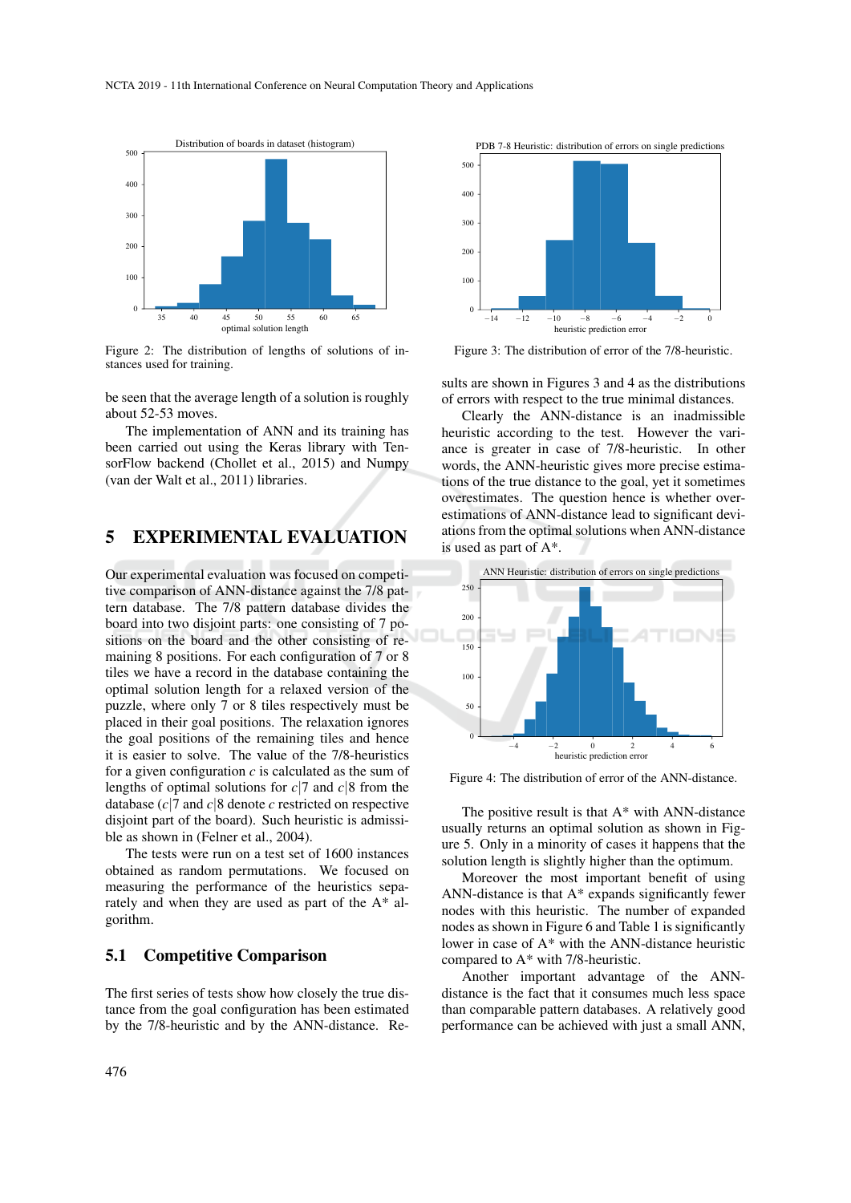Figure 2: The distribution of lengths of solutions of instances used for training.

Figure 3: The distribution of error of the 7/8-heuristic.

be seen that the average length of a solution is roughly about 52-53 moves.

The implementation of ANN and its training has been carried out using the Keras library with TensorFlow backend (Chollet et al., 2015) and Numpy (van der Walt et al., 2011) libraries.

# 5 EXPERIMENTAL EVALUATION

Our experimental evaluation was focused on competitive comparison of ANN-distance against the 7/8 pattern database. The 7/8 pattern database divides the board into two disjoint parts: one consisting of 7 positions on the board and the other consisting of remaining 8 positions. For each configuration of 7 or 8 tiles we have a record in the database containing the optimal solution length for a relaxed version of the puzzle, where only 7 or 8 tiles respectively must be placed in their goal positions. The relaxation ignores the goal positions of the remaining tiles and hence it is easier to solve. The value of the 7/8-heuristics for a given configuration $c$ is calculated as the sum of lengths of optimal solutions for $c|7$ and $c|8$ from the database ($c|7$ and $c|8$ denote $c$ restricted on respective disjoint part of the board). Such heuristic is admissible as shown in (Felner et al., 2004).

The tests were run on a test set of 1600 instances obtained as random permutations. We focused on measuring the performance of the heuristics separately and when they are used as part of the A* algorithm.

## 5.1 Competitive Comparison

The first series of tests show how closely the true distance from the goal configuration has been estimated by the 7/8-heuristic and by the ANN-distance. Results are shown in Figures 3 and 4 as the distributions of errors with respect to the true minimal distances.

Clearly the ANN-distance is an inadmissible heuristic according to the test. However the variance is greater in case of 7/8-heuristic. In other words, the ANN-heuristic gives more precise estimations of the true distance to the goal, yet it sometimes overestimates. The question hence is whether overestimations of ANN-distance lead to significant deviations from the optimal solutions when ANN-distance is used as part of A*.

Figure 4: The distribution of error of the ANN-distance.

The positive result is that A* with ANN-distance usually returns an optimal solution as shown in Figure 5. Only in a minority of cases it happens that the solution length is slightly higher than the optimum.

Moreover the most important benefit of using ANN-distance is that A* expands significantly fewer nodes with this heuristic. The number of expanded nodes as shown in Figure 6 and Table 1 is significantly lower in case of A* with the ANN-distance heuristic compared to A* with 7/8-heuristic.

Another important advantage of the ANN-distance is the fact that it consumes much less space than comparable pattern databases. A relatively good performance can be achieved with just a small ANN,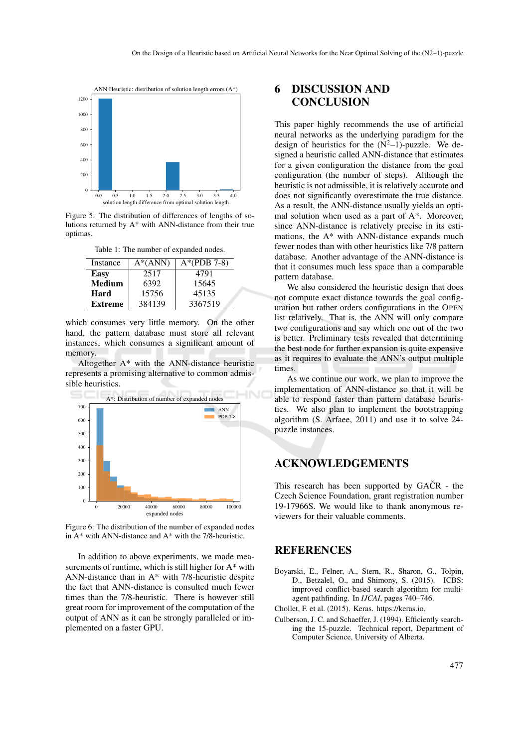Figure 5: The distribution of differences of lengths of solutions returned by A* with ANN-distance from their true optimas.

Table 1: The number of expanded nodes.

| Instance | A*(ANN) | A*(PDB 7-8) |
|---|---|---|
| **Easy** | 2517 | 4791 |
| **Medium** | 6392 | 15645 |
| **Hard** | 15756 | 45135 |
| **Extreme** | 384139 | 3367519 |

which consumes very little memory. On the other hand, the pattern database must store all relevant instances, which consumes a significant amount of memory.

Altogether A* with the ANN-distance heuristic represents a promising alternative to common admissible heuristics.

Figure 6: The distribution of the number of expanded nodes in A* with ANN-distance and A* with the 7/8-heuristic.

In addition to above experiments, we made measurements of runtime, which is still higher for A* with ANN-distance than in A* with 7/8-heuristic despite the fact that ANN-distance is consulted much fewer times than the 7/8-heuristic. There is however still great room for improvement of the computation of the output of ANN as it can be strongly paralleled or implemented on a faster GPU.

# 6 DISCUSSION AND CONCLUSION

This paper highly recommends the use of artificial neural networks as the underlying paradigm for the design of heuristics for the ($N^2$–1)-puzzle. We designed a heuristic called ANN-distance that estimates for a given configuration the distance from the goal configuration (the number of steps). Although the heuristic is not admissible, it is relatively accurate and does not significantly overestimate the true distance. As a result, the ANN-distance usually yields an optimal solution when used as a part of A*. Moreover, since ANN-distance is relatively precise in its estimations, the A* with ANN-distance expands much fewer nodes than with other heuristics like 7/8 pattern database. Another advantage of the ANN-distance is that it consumes much less space than a comparable pattern database.

We also considered the heuristic design that does not compute exact distance towards the goal configuration but rather orders configurations in the OPEN list relatively. That is, the ANN will only compare two configurations and say which one out of the two is better. Preliminary tests revealed that determining the best node for further expansion is quite expensive as it requires to evaluate the ANN's output multiple times.

As we continue our work, we plan to improve the implementation of ANN-distance so that it will be able to respond faster than pattern database heuristics. We also plan to implement the bootstrapping algorithm (S. Arfaee, 2011) and use it to solve 24-puzzle instances.

# ACKNOWLEDGEMENTS

This research has been supported by GAČR - the Czech Science Foundation, grant registration number 19-17966S. We would like to thank anonymous reviewers for their valuable comments.

# REFERENCES

Boyarski, E., Felner, A., Stern, R., Sharon, G., Tolpin, D., Betzalel, O., and Shimony, S. (2015). ICBS: improved conflict-based search algorithm for multi-agent pathfinding. In *IJCAI*, pages 740–746.

Chollet, F. et al. (2015). Keras. https://keras.io.

Culberson, J. C. and Schaeffer, J. (1994). Efficiently searching the 15-puzzle. Technical report, Department of Computer Science, University of Alberta.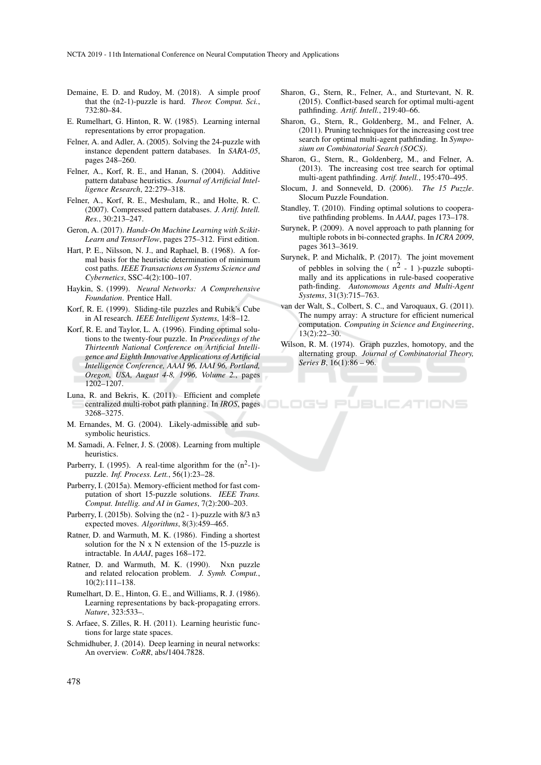Demaine, E. D. and Rudoy, M. (2018). A simple proof that the (n2-1)-puzzle is hard. *Theor. Comput. Sci.*, 732:80–84.

E. Rumelhart, G. Hinton, R. W. (1985). Learning internal representations by error propagation.

Felner, A. and Adler, A. (2005). Solving the 24-puzzle with instance dependent pattern databases. In *SARA-05*, pages 248–260.

Felner, A., Korf, R. E., and Hanan, S. (2004). Additive pattern database heuristics. *Journal of Artificial Intelligence Research*, 22:279–318.

Felner, A., Korf, R. E., Meshulam, R., and Holte, R. C. (2007). Compressed pattern databases. *J. Artif. Intell. Res.*, 30:213–247.

Geron, A. (2017). *Hands-On Machine Learning with Scikit-Learn and TensorFlow*, pages 275–312. First edition.

Hart, P. E., Nilsson, N. J., and Raphael, B. (1968). A formal basis for the heuristic determination of minimum cost paths. *IEEE Transactions on Systems Science and Cybernetics*, SSC-4(2):100–107.

Haykin, S. (1999). *Neural Networks: A Comprehensive Foundation*. Prentice Hall.

Korf, R. E. (1999). Sliding-tile puzzles and Rubik's Cube in AI research. *IEEE Intelligent Systems*, 14:8–12.

Korf, R. E. and Taylor, L. A. (1996). Finding optimal solutions to the twenty-four puzzle. In *Proceedings of the Thirteenth National Conference on Artificial Intelligence and Eighth Innovative Applications of Artificial Intelligence Conference, AAAI 96, IAAI 96, Portland, Oregon, USA, August 4-8, 1996, Volume 2.*, pages 1202–1207.

Luna, R. and Bekris, K. (2011). Efficient and complete centralized multi-robot path planning. In *IROS*, pages 3268–3275.

M. Ernandes, M. G. (2004). Likely-admissible and subsymbolic heuristics.

M. Samadi, A. Felner, J. S. (2008). Learning from multiple heuristics.

Parberry, I. (1995). A real-time algorithm for the ($n^2$-1)-puzzle. *Inf. Process. Lett.*, 56(1):23–28.

Parberry, I. (2015a). Memory-efficient method for fast computation of short 15-puzzle solutions. *IEEE Trans. Comput. Intellig. and AI in Games*, 7(2):200–203.

Parberry, I. (2015b). Solving the (n2 - 1)-puzzle with 8/3 n3 expected moves. *Algorithms*, 8(3):459–465.

Ratner, D. and Warmuth, M. K. (1986). Finding a shortest solution for the N x N extension of the 15-puzzle is intractable. In *AAAI*, pages 168–172.

Ratner, D. and Warmuth, M. K. (1990). Nxn puzzle and related relocation problem. *J. Symb. Comput.*, 10(2):111–138.

Rumelhart, D. E., Hinton, G. E., and Williams, R. J. (1986). Learning representations by back-propagating errors. *Nature*, 323:533–.

S. Arfaee, S. Zilles, R. H. (2011). Learning heuristic functions for large state spaces.

Schmidhuber, J. (2014). Deep learning in neural networks: An overview. *CoRR*, abs/1404.7828.

Sharon, G., Stern, R., Felner, A., and Sturtevant, N. R. (2015). Conflict-based search for optimal multi-agent pathfinding. *Artif. Intell.*, 219:40–66.

Sharon, G., Stern, R., Goldenberg, M., and Felner, A. (2011). Pruning techniques for the increasing cost tree search for optimal multi-agent pathfinding. In *Symposium on Combinatorial Search (SOCS)*.

Sharon, G., Stern, R., Goldenberg, M., and Felner, A. (2013). The increasing cost tree search for optimal multi-agent pathfinding. *Artif. Intell.*, 195:470–495.

Slocum, J. and Sonneveld, D. (2006). *The 15 Puzzle*. Slocum Puzzle Foundation.

Standley, T. (2010). Finding optimal solutions to cooperative pathfinding problems. In *AAAI*, pages 173–178.

Surynek, P. (2009). A novel approach to path planning for multiple robots in bi-connected graphs. In *ICRA 2009*, pages 3613–3619.

Surynek, P. and Michalík, P. (2017). The joint movement of pebbles in solving the ( $n^2$ - 1 )-puzzle suboptimally and its applications in rule-based cooperative path-finding. *Autonomous Agents and Multi-Agent Systems*, 31(3):715–763.

van der Walt, S., Colbert, S. C., and Varoquaux, G. (2011). The numpy array: A structure for efficient numerical computation. *Computing in Science and Engineering*, 13(2):22–30.

Wilson, R. M. (1974). Graph puzzles, homotopy, and the alternating group. *Journal of Combinatorial Theory, Series B*, 16(1):86 – 96.